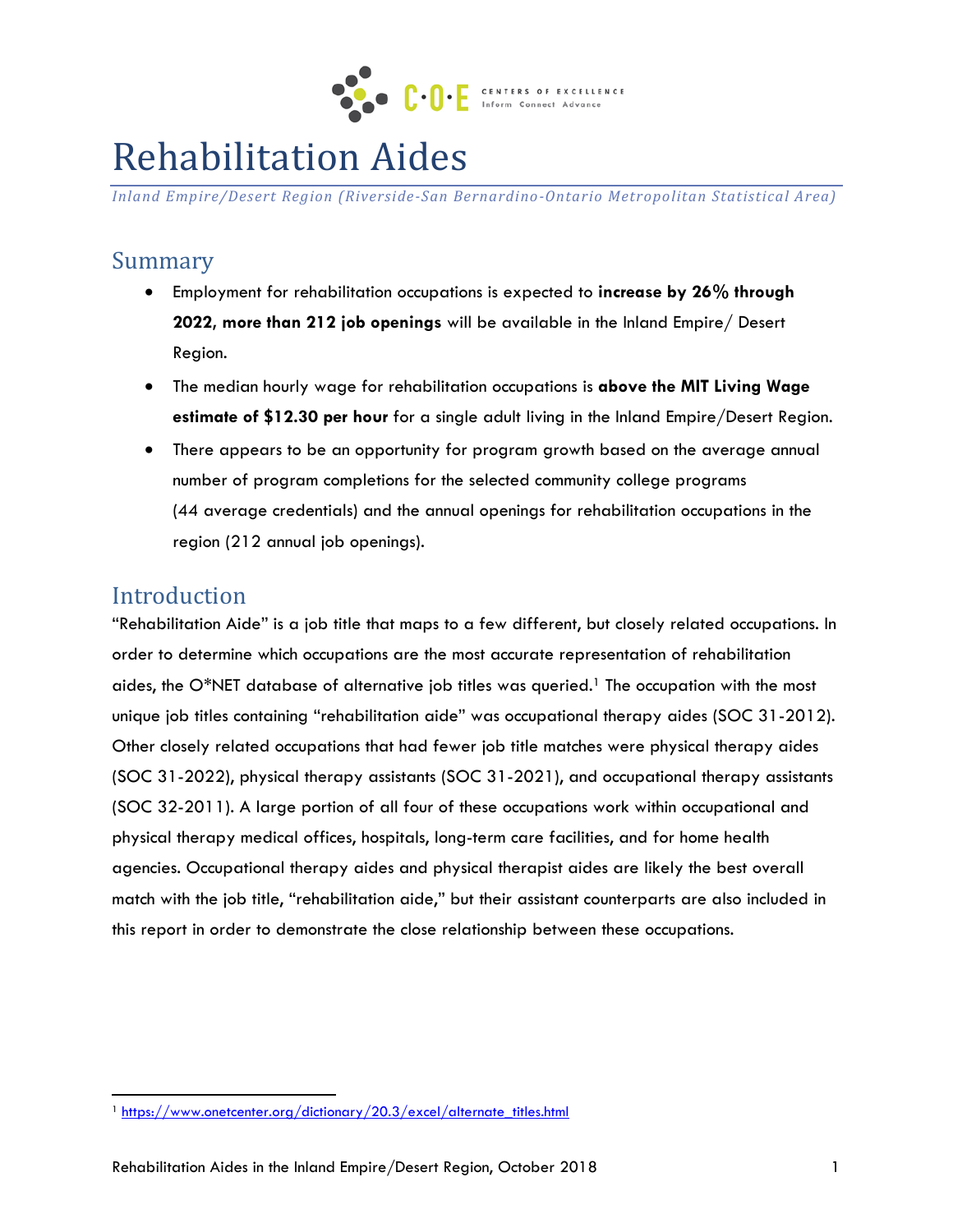# Rehabilitation Aides

*Inland Empire/Desert Region (Riverside-San Bernardino-Ontario Metropolitan Statistical Area)*

## Summary

- Employment for rehabilitation occupations is expected to **increase by 26% through 2022**, **more than 212 job openings** will be available in the Inland Empire/ Desert Region.
- The median hourly wage for rehabilitation occupations is **above the MIT Living Wage estimate of $12.30 per hour** for a single adult living in the Inland Empire/Desert Region.
- There appears to be an opportunity for program growth based on the average annual number of program completions for the selected community college programs (44 average credentials) and the annual openings for rehabilitation occupations in the region (212 annual job openings).

## Introduction

"Rehabilitation Aide" is a job title that maps to a few different, but closely related occupations. In order to determine which occupations are the most accurate representation of rehabilitation aides, the O*NET database of alternative job titles was queried.[1] The occupation with the most unique job titles containing "rehabilitation aide" was occupational therapy aides (SOC 31-2012). Other closely related occupations that had fewer job title matches were physical therapy aides (SOC 31-2022), physical therapy assistants (SOC 31-2021), and occupational therapy assistants (SOC 32-2011). A large portion of all four of these occupations work within occupational and physical therapy medical offices, hospitals, long-term care facilities, and for home health agencies. Occupational therapy aides and physical therapist aides are likely the best overall match with the job title, "rehabilitation aide," but their assistant counterparts are also included in this report in order to demonstrate the close relationship between these occupations.

[1] https://www.onetcenter.org/dictionary/20.3/excel/alternate_titles.html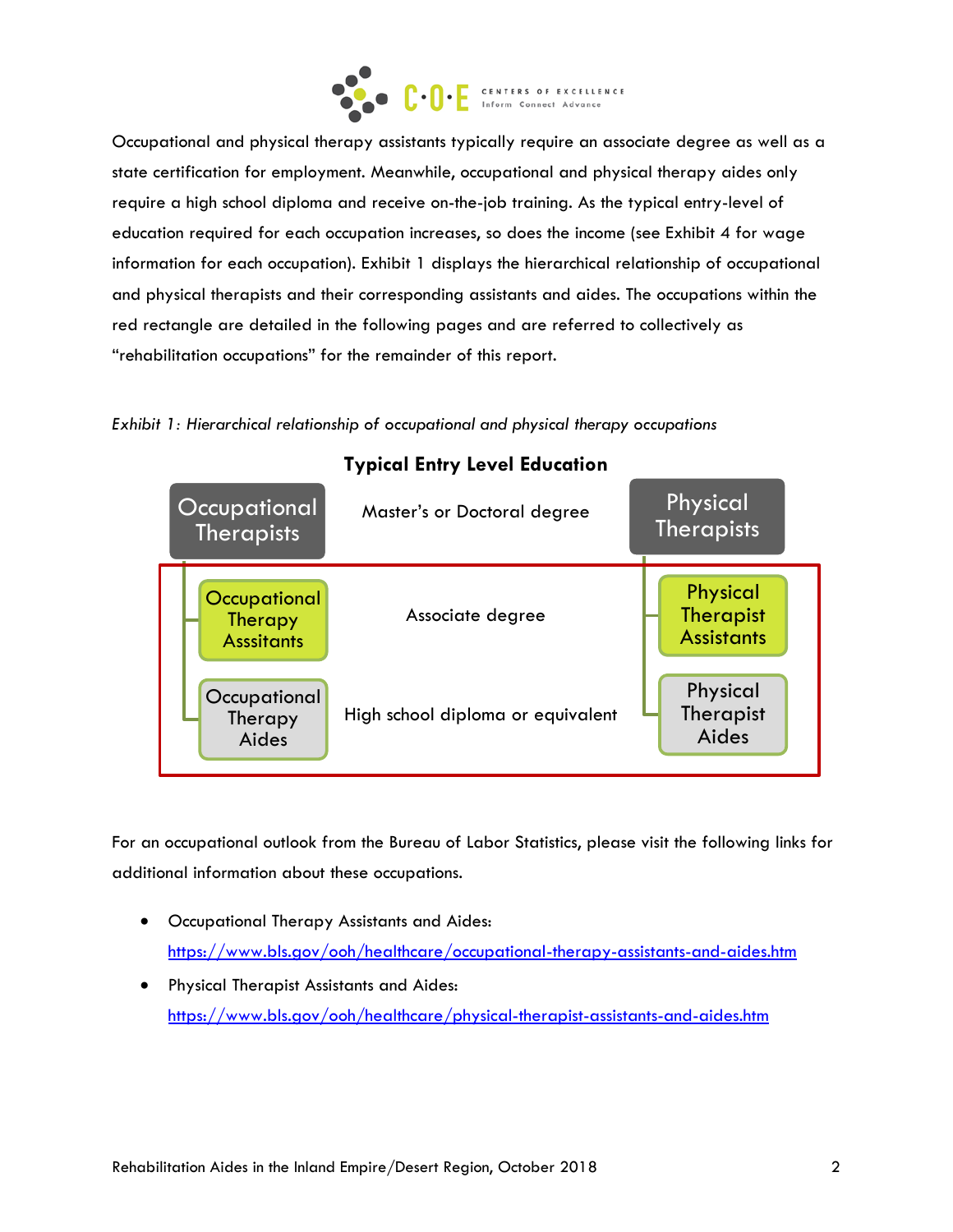Occupational and physical therapy assistants typically require an associate degree as well as a state certification for employment. Meanwhile, occupational and physical therapy aides only require a high school diploma and receive on-the-job training. As the typical entry-level of education required for each occupation increases, so does the income (see Exhibit 4 for wage information for each occupation). Exhibit 1 displays the hierarchical relationship of occupational and physical therapists and their corresponding assistants and aides. The occupations within the red rectangle are detailed in the following pages and are referred to collectively as "rehabilitation occupations" for the remainder of this report.

*Exhibit 1: Hierarchical relationship of occupational and physical therapy occupations*

| Occupational Therapy | Typical Entry Level Education | Physical Therapy |
|---|---|---|
| Occupational Therapists | Master's or Doctoral degree | Physical Therapists |
| Occupational Therapy Asssitants | Associate degree | Physical Therapist Assistants |
| Occupational Therapy Aides | High school diploma or equivalent | Physical Therapist Aides |

For an occupational outlook from the Bureau of Labor Statistics, please visit the following links for additional information about these occupations.

- Occupational Therapy Assistants and Aides: https://www.bls.gov/ooh/healthcare/occupational-therapy-assistants-and-aides.htm
- Physical Therapist Assistants and Aides: https://www.bls.gov/ooh/healthcare/physical-therapist-assistants-and-aides.htm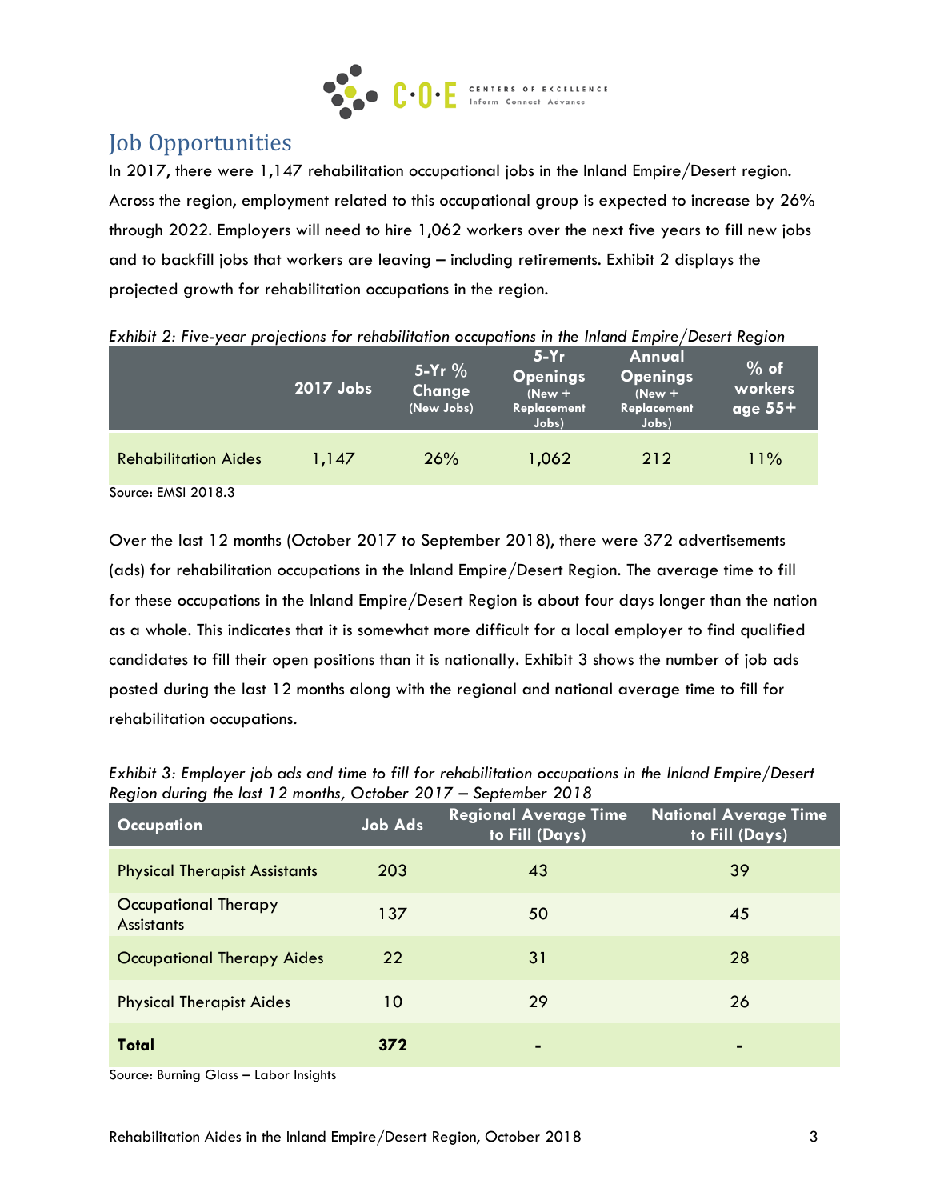## Job Opportunities

In 2017, there were 1,147 rehabilitation occupational jobs in the Inland Empire/Desert region. Across the region, employment related to this occupational group is expected to increase by 26% through 2022. Employers will need to hire 1,062 workers over the next five years to fill new jobs and to backfill jobs that workers are leaving – including retirements. Exhibit 2 displays the projected growth for rehabilitation occupations in the region.

*Exhibit 2: Five-year projections for rehabilitation occupations in the Inland Empire/Desert Region*

| | 2017 Jobs | 5-Yr % Change (New Jobs) | 5-Yr Openings (New + Replacement Jobs) | Annual Openings (New + Replacement Jobs) | % of workers age 55+ |
|---|---|---|---|---|---|
| Rehabilitation Aides | 1,147 | 26% | 1,062 | 212 | 11% |

Source: EMSI 2018.3

Over the last 12 months (October 2017 to September 2018), there were 372 advertisements (ads) for rehabilitation occupations in the Inland Empire/Desert Region. The average time to fill for these occupations in the Inland Empire/Desert Region is about four days longer than the nation as a whole. This indicates that it is somewhat more difficult for a local employer to find qualified candidates to fill their open positions than it is nationally. Exhibit 3 shows the number of job ads posted during the last 12 months along with the regional and national average time to fill for rehabilitation occupations.

*Exhibit 3: Employer job ads and time to fill for rehabilitation occupations in the Inland Empire/Desert Region during the last 12 months, October 2017 – September 2018*

| Occupation | Job Ads | Regional Average Time to Fill (Days) | National Average Time to Fill (Days) |
|---|---|---|---|
| Physical Therapist Assistants | 203 | 43 | 39 |
| Occupational Therapy Assistants | 137 | 50 | 45 |
| Occupational Therapy Aides | 22 | 31 | 28 |
| Physical Therapist Aides | 10 | 29 | 26 |
| **Total** | **372** | - | - |

Source: Burning Glass – Labor Insights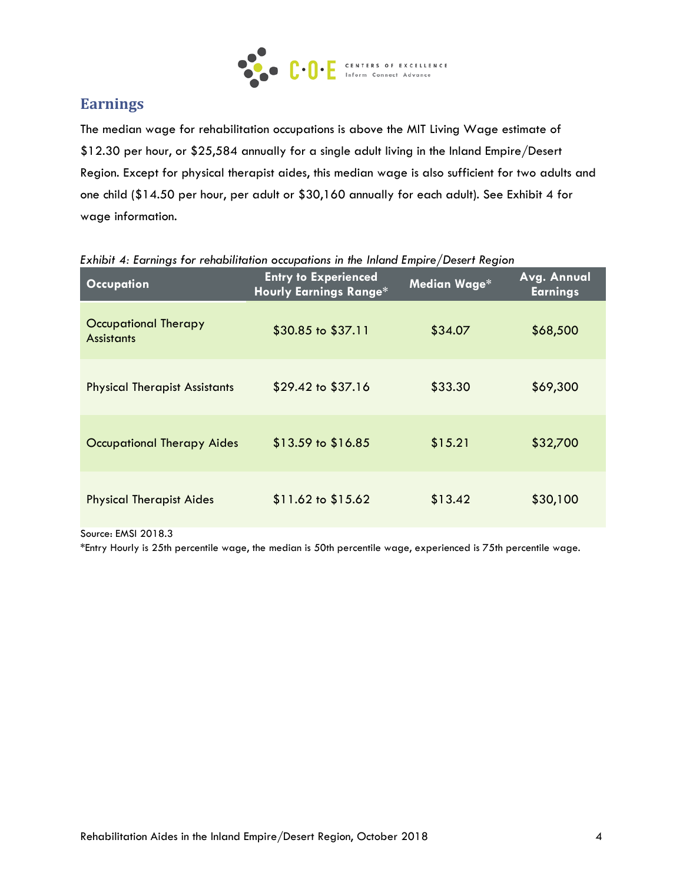## Earnings

The median wage for rehabilitation occupations is above the MIT Living Wage estimate of $12.30 per hour, or $25,584 annually for a single adult living in the Inland Empire/Desert Region. Except for physical therapist aides, this median wage is also sufficient for two adults and one child ($14.50 per hour, per adult or $30,160 annually for each adult). See Exhibit 4 for wage information.

*Exhibit 4: Earnings for rehabilitation occupations in the Inland Empire/Desert Region*

| Occupation | Entry to Experienced Hourly Earnings Range* | Median Wage* | Avg. Annual Earnings |
|---|---|---|---|
| Occupational Therapy Assistants | $30.85 to $37.11 | $34.07 | $68,500 |
| Physical Therapist Assistants | $29.42 to $37.16 | $33.30 | $69,300 |
| Occupational Therapy Aides | $13.59 to $16.85 | $15.21 | $32,700 |
| Physical Therapist Aides | $11.62 to $15.62 | $13.42 | $30,100 |

Source: EMSI 2018.3

*Entry Hourly is 25th percentile wage, the median is 50th percentile wage, experienced is 75th percentile wage.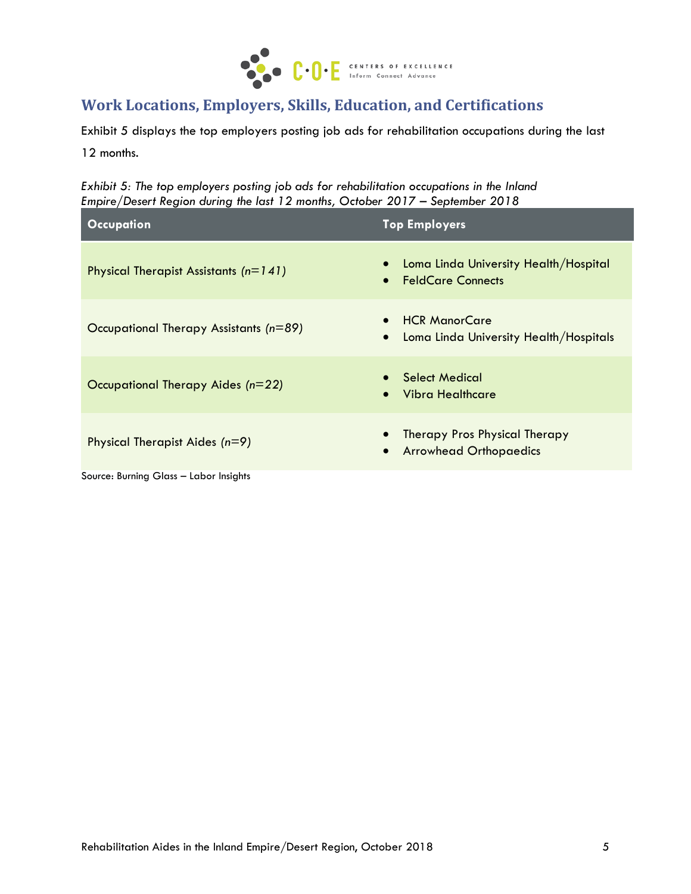## Work Locations, Employers, Skills, Education, and Certifications

Exhibit 5 displays the top employers posting job ads for rehabilitation occupations during the last 12 months.

*Exhibit 5: The top employers posting job ads for rehabilitation occupations in the Inland Empire/Desert Region during the last 12 months, October 2017 – September 2018*

| Occupation | Top Employers |
|---|---|
| Physical Therapist Assistants *(n=141)* | • Loma Linda University Health/Hospital<br>• FeldCare Connects |
| Occupational Therapy Assistants *(n=89)* | • HCR ManorCare<br>• Loma Linda University Health/Hospitals |
| Occupational Therapy Aides *(n=22)* | • Select Medical<br>• Vibra Healthcare |
| Physical Therapist Aides *(n=9)* | • Therapy Pros Physical Therapy<br>• Arrowhead Orthopaedics |

Source: Burning Glass – Labor Insights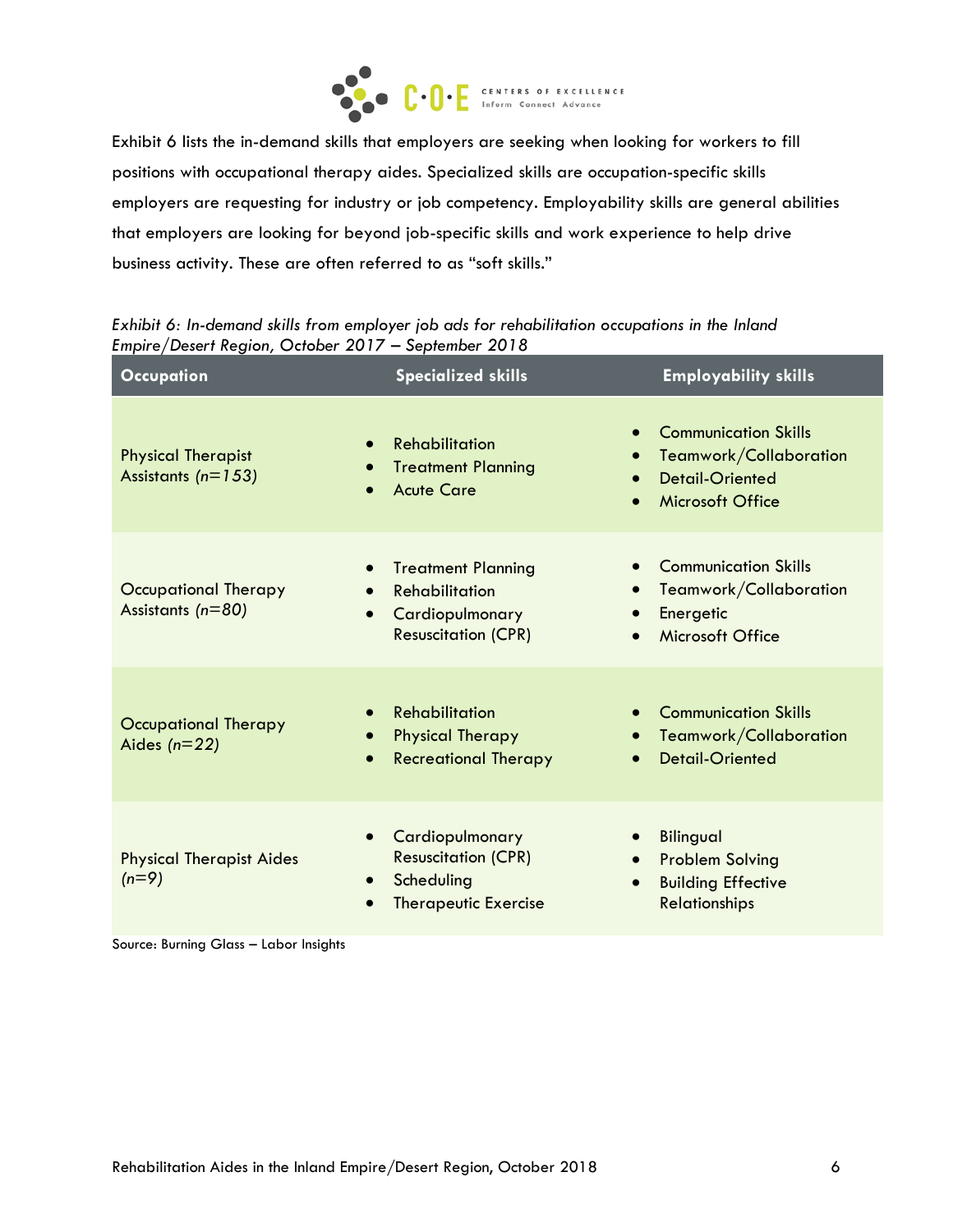Exhibit 6 lists the in-demand skills that employers are seeking when looking for workers to fill positions with occupational therapy aides. Specialized skills are occupation-specific skills employers are requesting for industry or job competency. Employability skills are general abilities that employers are looking for beyond job-specific skills and work experience to help drive business activity. These are often referred to as "soft skills."

*Exhibit 6: In-demand skills from employer job ads for rehabilitation occupations in the Inland Empire/Desert Region, October 2017 – September 2018*

| Occupation | Specialized skills | Employability skills |
|---|---|---|
| Physical Therapist Assistants *(n=153)* | • Rehabilitation<br>• Treatment Planning<br>• Acute Care | • Communication Skills<br>• Teamwork/Collaboration<br>• Detail-Oriented<br>• Microsoft Office |
| Occupational Therapy Assistants *(n=80)* | • Treatment Planning<br>• Rehabilitation<br>• Cardiopulmonary Resuscitation (CPR) | • Communication Skills<br>• Teamwork/Collaboration<br>• Energetic<br>• Microsoft Office |
| Occupational Therapy Aides *(n=22)* | • Rehabilitation<br>• Physical Therapy<br>• Recreational Therapy | • Communication Skills<br>• Teamwork/Collaboration<br>• Detail-Oriented |
| Physical Therapist Aides *(n=9)* | • Cardiopulmonary Resuscitation (CPR)<br>• Scheduling<br>• Therapeutic Exercise | • Bilingual<br>• Problem Solving<br>• Building Effective Relationships |

Source: Burning Glass – Labor Insights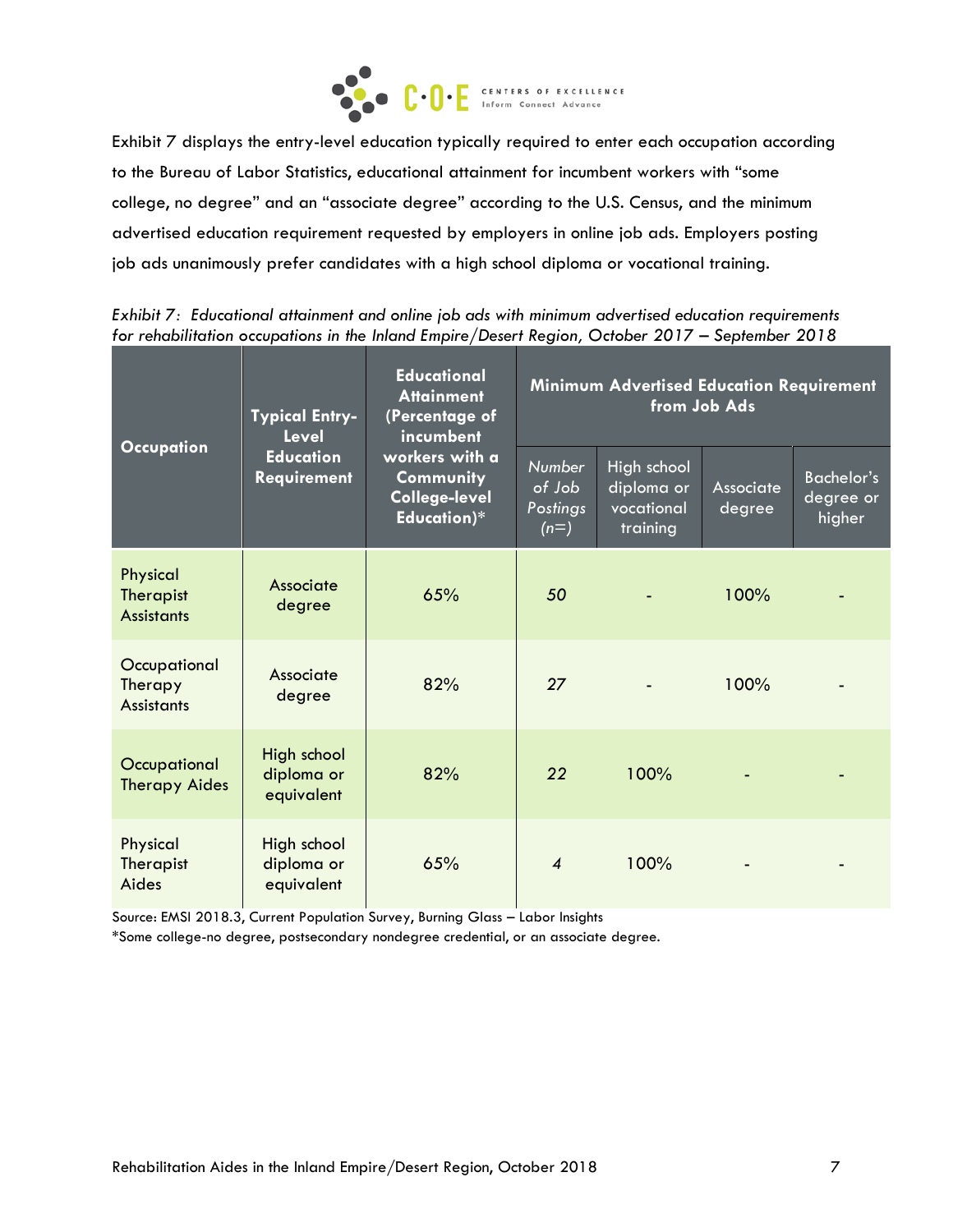Exhibit 7 displays the entry-level education typically required to enter each occupation according to the Bureau of Labor Statistics, educational attainment for incumbent workers with "some college, no degree" and an "associate degree" according to the U.S. Census, and the minimum advertised education requirement requested by employers in online job ads. Employers posting job ads unanimously prefer candidates with a high school diploma or vocational training.

*Exhibit 7: Educational attainment and online job ads with minimum advertised education requirements for rehabilitation occupations in the Inland Empire/Desert Region, October 2017 – September 2018*

| Occupation | Typical Entry-Level Education Requirement | Educational Attainment (Percentage of incumbent workers with a Community College-level Education)* | Minimum Advertised Education Requirement from Job Ads | | | |
|---|---|---|---|---|---|---|
| | | | *Number of Job Postings (n=)* | High school diploma or vocational training | Associate degree | Bachelor's degree or higher |
| Physical Therapist Assistants | Associate degree | 65% | *50* | - | 100% | - |
| Occupational Therapy Assistants | Associate degree | 82% | *27* | - | 100% | - |
| Occupational Therapy Aides | High school diploma or equivalent | 82% | *22* | 100% | - | - |
| Physical Therapist Aides | High school diploma or equivalent | 65% | *4* | 100% | - | - |

Source: EMSI 2018.3, Current Population Survey, Burning Glass – Labor Insights

*Some college-no degree, postsecondary nondegree credential, or an associate degree.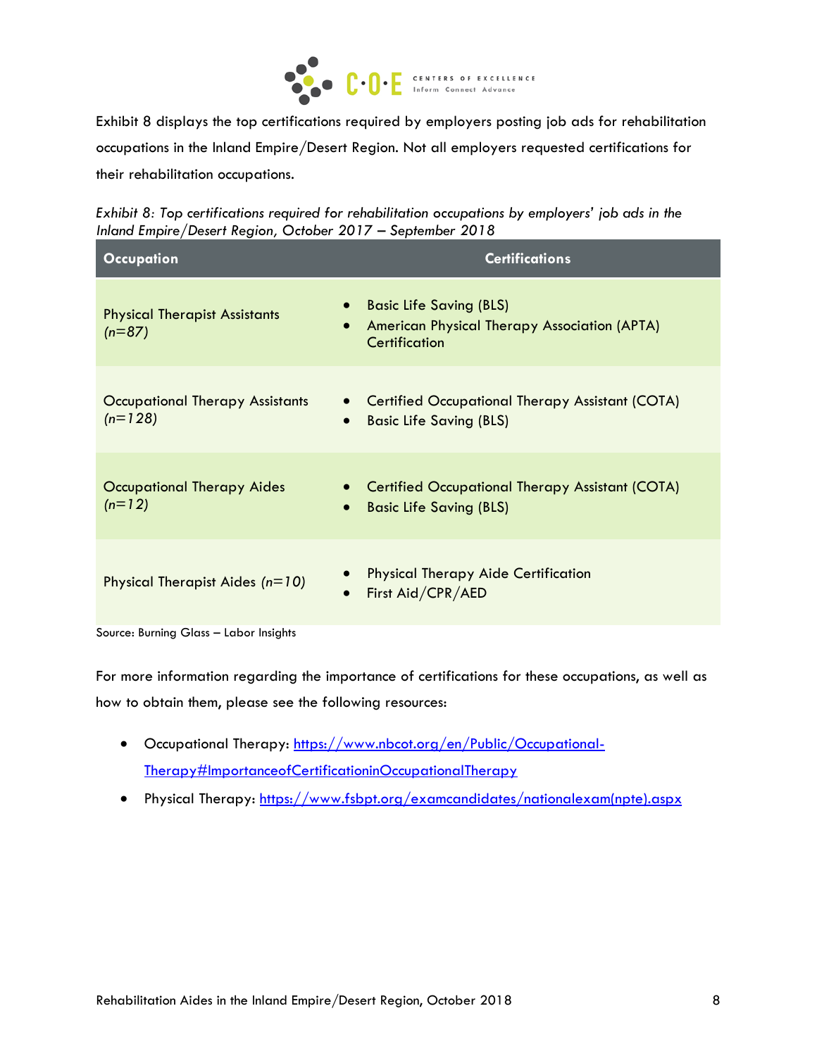Exhibit 8 displays the top certifications required by employers posting job ads for rehabilitation occupations in the Inland Empire/Desert Region. Not all employers requested certifications for their rehabilitation occupations.

*Exhibit 8: Top certifications required for rehabilitation occupations by employers' job ads in the Inland Empire/Desert Region, October 2017 – September 2018*

| Occupation | Certifications |
|---|---|
| Physical Therapist Assistants *(n=87)* | • Basic Life Saving (BLS)<br>• American Physical Therapy Association (APTA) Certification |
| Occupational Therapy Assistants *(n=128)* | • Certified Occupational Therapy Assistant (COTA)<br>• Basic Life Saving (BLS) |
| Occupational Therapy Aides *(n=12)* | • Certified Occupational Therapy Assistant (COTA)<br>• Basic Life Saving (BLS) |
| Physical Therapist Aides *(n=10)* | • Physical Therapy Aide Certification<br>• First Aid/CPR/AED |

Source: Burning Glass – Labor Insights

For more information regarding the importance of certifications for these occupations, as well as how to obtain them, please see the following resources:

- Occupational Therapy: https://www.nbcot.org/en/Public/Occupational-Therapy#ImportanceofCertificationinOccupationalTherapy
- Physical Therapy: https://www.fsbpt.org/examcandidates/nationalexam(npte).aspx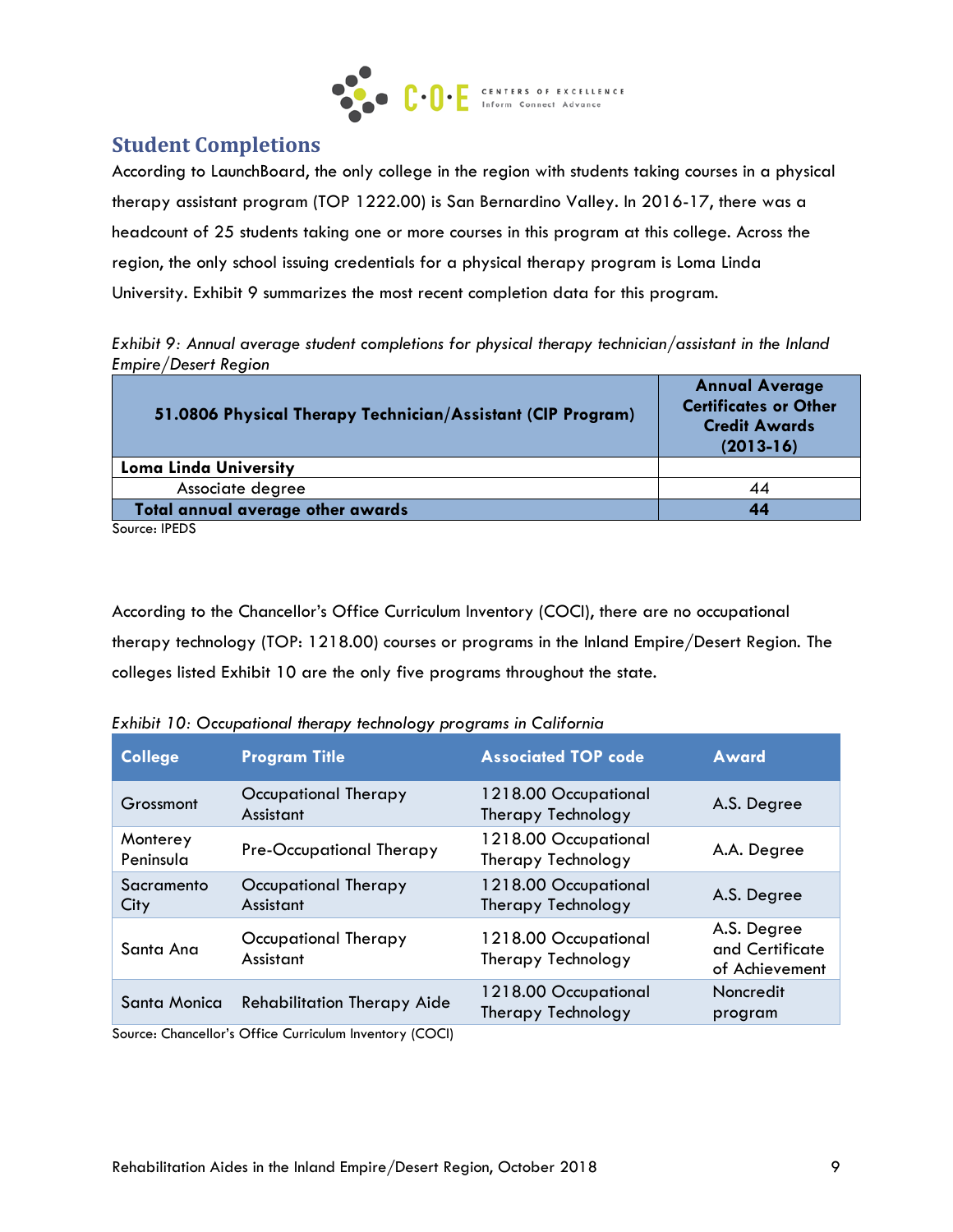## Student Completions

According to LaunchBoard, the only college in the region with students taking courses in a physical therapy assistant program (TOP 1222.00) is San Bernardino Valley. In 2016-17, there was a headcount of 25 students taking one or more courses in this program at this college. Across the region, the only school issuing credentials for a physical therapy program is Loma Linda University. Exhibit 9 summarizes the most recent completion data for this program.

*Exhibit 9: Annual average student completions for physical therapy technician/assistant in the Inland Empire/Desert Region*

| 51.0806 Physical Therapy Technician/Assistant (CIP Program) | Annual Average Certificates or Other Credit Awards (2013-16) |
|---|---|
| **Loma Linda University** | |
| Associate degree | 44 |
| **Total annual average other awards** | **44** |

Source: IPEDS

According to the Chancellor's Office Curriculum Inventory (COCI), there are no occupational therapy technology (TOP: 1218.00) courses or programs in the Inland Empire/Desert Region. The colleges listed Exhibit 10 are the only five programs throughout the state.

*Exhibit 10: Occupational therapy technology programs in California*

| College | Program Title | Associated TOP code | Award |
|---|---|---|---|
| Grossmont | Occupational Therapy Assistant | 1218.00 Occupational Therapy Technology | A.S. Degree |
| Monterey Peninsula | Pre-Occupational Therapy | 1218.00 Occupational Therapy Technology | A.A. Degree |
| Sacramento City | Occupational Therapy Assistant | 1218.00 Occupational Therapy Technology | A.S. Degree |
| Santa Ana | Occupational Therapy Assistant | 1218.00 Occupational Therapy Technology | A.S. Degree and Certificate of Achievement |
| Santa Monica | Rehabilitation Therapy Aide | 1218.00 Occupational Therapy Technology | Noncredit program |

Source: Chancellor's Office Curriculum Inventory (COCI)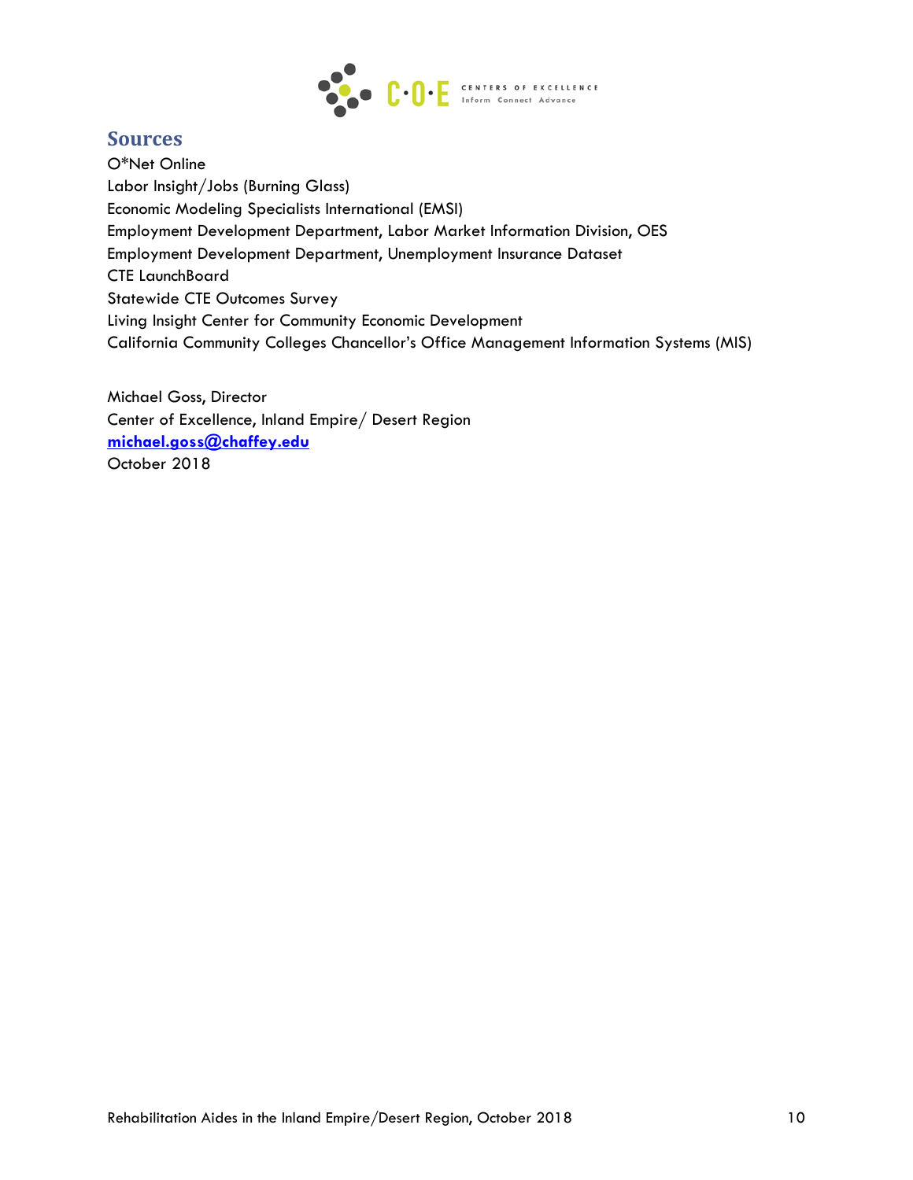## Sources

O*Net Online
Labor Insight/Jobs (Burning Glass)
Economic Modeling Specialists International (EMSI)
Employment Development Department, Labor Market Information Division, OES
Employment Development Department, Unemployment Insurance Dataset
CTE LaunchBoard
Statewide CTE Outcomes Survey
Living Insight Center for Community Economic Development
California Community Colleges Chancellor's Office Management Information Systems (MIS)

Michael Goss, Director
Center of Excellence, Inland Empire/ Desert Region
**michael.goss@chaffey.edu**
October 2018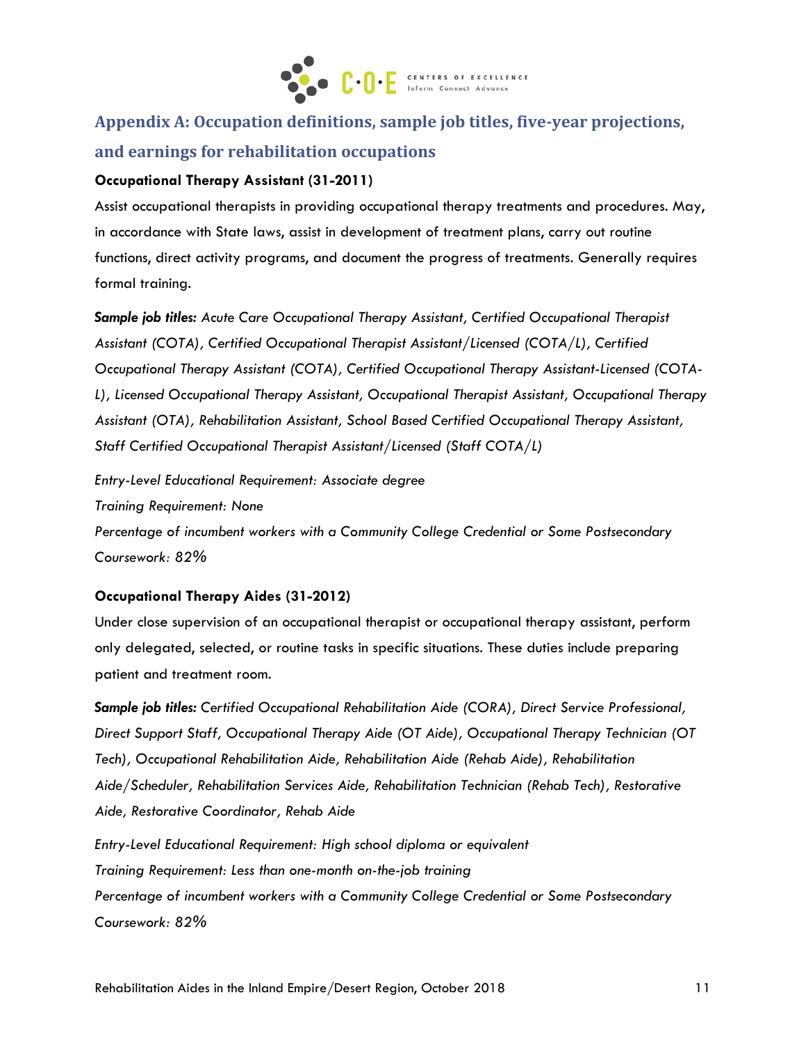## Appendix A: Occupation definitions, sample job titles, five-year projections, and earnings for rehabilitation occupations

**Occupational Therapy Assistant (31-2011)**

Assist occupational therapists in providing occupational therapy treatments and procedures. May, in accordance with State laws, assist in development of treatment plans, carry out routine functions, direct activity programs, and document the progress of treatments. Generally requires formal training.

***Sample job titles:*** *Acute Care Occupational Therapy Assistant, Certified Occupational Therapist Assistant (COTA), Certified Occupational Therapist Assistant/Licensed (COTA/L), Certified Occupational Therapy Assistant (COTA), Certified Occupational Therapy Assistant-Licensed (COTA-L), Licensed Occupational Therapy Assistant, Occupational Therapist Assistant, Occupational Therapy Assistant (OTA), Rehabilitation Assistant, School Based Certified Occupational Therapy Assistant, Staff Certified Occupational Therapist Assistant/Licensed (Staff COTA/L)*

*Entry-Level Educational Requirement: Associate degree*
*Training Requirement: None*
*Percentage of incumbent workers with a Community College Credential or Some Postsecondary Coursework: 82%*

**Occupational Therapy Aides (31-2012)**

Under close supervision of an occupational therapist or occupational therapy assistant, perform only delegated, selected, or routine tasks in specific situations. These duties include preparing patient and treatment room.

***Sample job titles:*** *Certified Occupational Rehabilitation Aide (CORA), Direct Service Professional, Direct Support Staff, Occupational Therapy Aide (OT Aide), Occupational Therapy Technician (OT Tech), Occupational Rehabilitation Aide, Rehabilitation Aide (Rehab Aide), Rehabilitation Aide/Scheduler, Rehabilitation Services Aide, Rehabilitation Technician (Rehab Tech), Restorative Aide, Restorative Coordinator, Rehab Aide*

*Entry-Level Educational Requirement: High school diploma or equivalent*
*Training Requirement: Less than one-month on-the-job training*
*Percentage of incumbent workers with a Community College Credential or Some Postsecondary Coursework: 82%*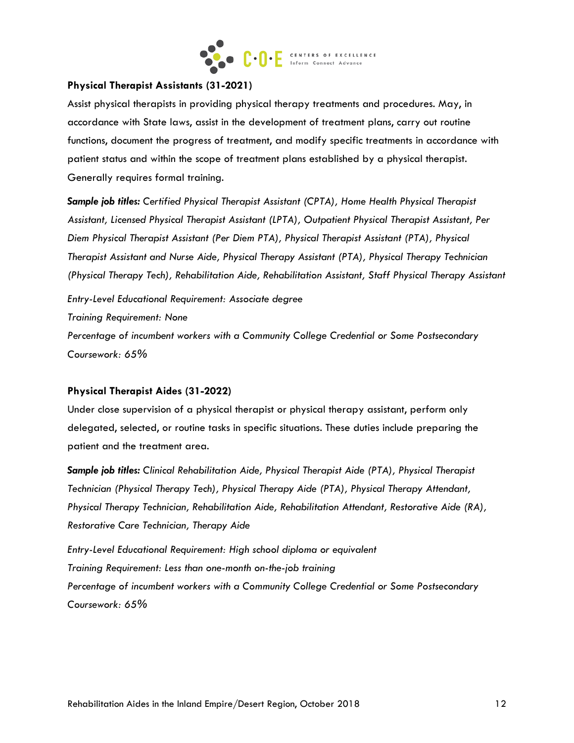**Physical Therapist Assistants (31-2021)**

Assist physical therapists in providing physical therapy treatments and procedures. May, in accordance with State laws, assist in the development of treatment plans, carry out routine functions, document the progress of treatment, and modify specific treatments in accordance with patient status and within the scope of treatment plans established by a physical therapist. Generally requires formal training.

***Sample job titles:*** *Certified Physical Therapist Assistant (CPTA), Home Health Physical Therapist Assistant, Licensed Physical Therapist Assistant (LPTA), Outpatient Physical Therapist Assistant, Per Diem Physical Therapist Assistant (Per Diem PTA), Physical Therapist Assistant (PTA), Physical Therapist Assistant and Nurse Aide, Physical Therapy Assistant (PTA), Physical Therapy Technician (Physical Therapy Tech), Rehabilitation Aide, Rehabilitation Assistant, Staff Physical Therapy Assistant*

*Entry-Level Educational Requirement: Associate degree*
*Training Requirement: None*
*Percentage of incumbent workers with a Community College Credential or Some Postsecondary Coursework: 65%*

**Physical Therapist Aides (31-2022)**

Under close supervision of a physical therapist or physical therapy assistant, perform only delegated, selected, or routine tasks in specific situations. These duties include preparing the patient and the treatment area.

***Sample job titles:*** *Clinical Rehabilitation Aide, Physical Therapist Aide (PTA), Physical Therapist Technician (Physical Therapy Tech), Physical Therapy Aide (PTA), Physical Therapy Attendant, Physical Therapy Technician, Rehabilitation Aide, Rehabilitation Attendant, Restorative Aide (RA), Restorative Care Technician, Therapy Aide*

*Entry-Level Educational Requirement: High school diploma or equivalent*
*Training Requirement: Less than one-month on-the-job training*
*Percentage of incumbent workers with a Community College Credential or Some Postsecondary Coursework: 65%*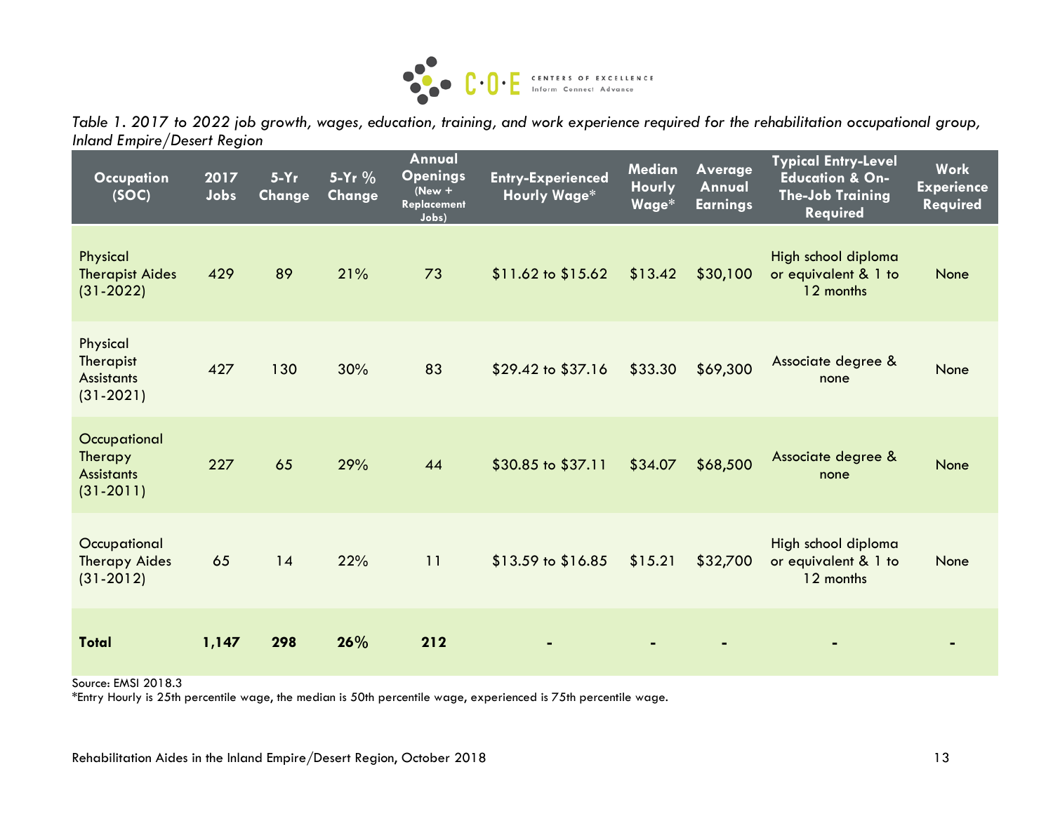*Table 1. 2017 to 2022 job growth, wages, education, training, and work experience required for the rehabilitation occupational group, Inland Empire/Desert Region*

| Occupation (SOC) | 2017 Jobs | 5-Yr Change | 5-Yr % Change | Annual Openings (New + Replacement Jobs) | Entry-Experienced Hourly Wage* | Median Hourly Wage* | Average Annual Earnings | Typical Entry-Level Education & On-The-Job Training Required | Work Experience Required |
|---|---|---|---|---|---|---|---|---|---|
| Physical Therapist Aides (31-2022) | 429 | 89 | 21% | 73 | $11.62 to $15.62 | $13.42 | $30,100 | High school diploma or equivalent & 1 to 12 months | None |
| Physical Therapist Assistants (31-2021) | 427 | 130 | 30% | 83 | $29.42 to $37.16 | $33.30 | $69,300 | Associate degree & none | None |
| Occupational Therapy Assistants (31-2011) | 227 | 65 | 29% | 44 | $30.85 to $37.11 | $34.07 | $68,500 | Associate degree & none | None |
| Occupational Therapy Aides (31-2012) | 65 | 14 | 22% | 11 | $13.59 to $16.85 | $15.21 | $32,700 | High school diploma or equivalent & 1 to 12 months | None |
| **Total** | **1,147** | **298** | **26%** | **212** | - | - | - | - | - |

Source: EMSI 2018.3

*Entry Hourly is 25th percentile wage, the median is 50th percentile wage, experienced is 75th percentile wage.